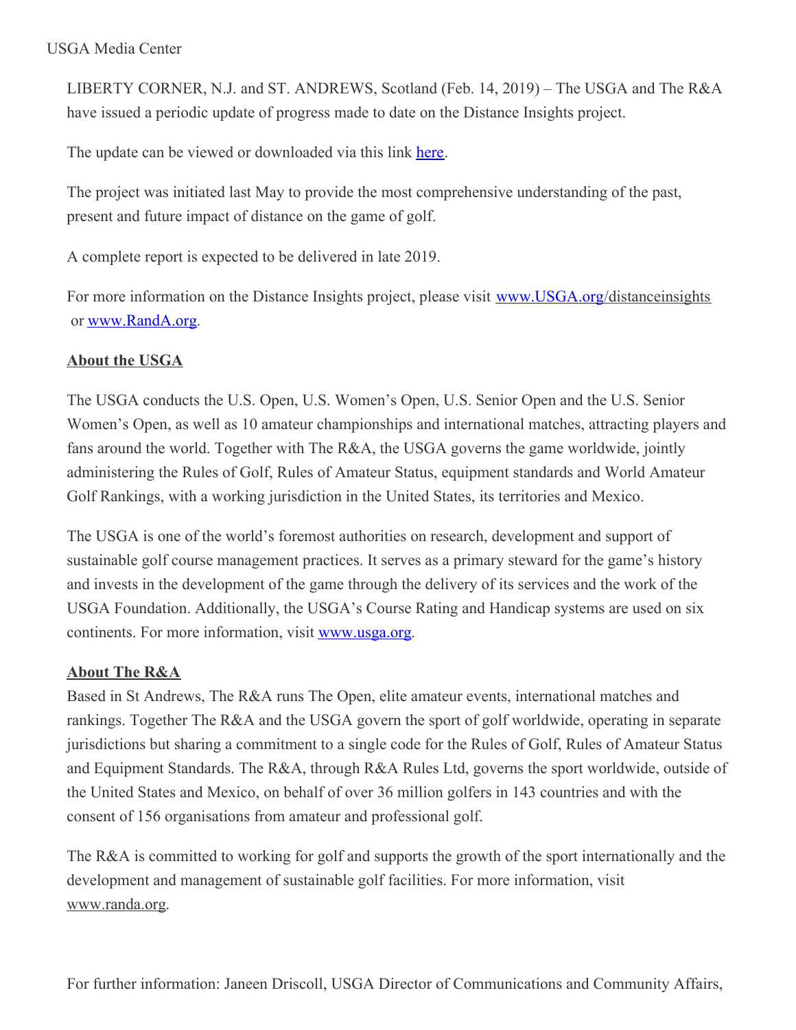USGA Media Center

LIBERTY CORNER, N.J. and ST. ANDREWS, Scotland (Feb. 14, 2019) – The USGA and The R&A have issued a periodic update of progress made to date on the Distance Insights project.

The update can be viewed or downloaded via this link here.

The project was initiated last May to provide the most comprehensive understanding of the past, present and future impact of distance on the game of golf.

A complete report is expected to be delivered in late 2019.

For more information on the Distance Insights project, please visit www.USGA.org/distanceinsights or www.RandA.org.

## About the USGA

The USGA conducts the U.S. Open, U.S. Women's Open, U.S. Senior Open and the U.S. Senior Women's Open, as well as 10 amateur championships and international matches, attracting players and fans around the world. Together with The R&A, the USGA governs the game worldwide, jointly administering the Rules of Golf, Rules of Amateur Status, equipment standards and World Amateur Golf Rankings, with a working jurisdiction in the United States, its territories and Mexico.

The USGA is one of the world's foremost authorities on research, development and support of sustainable golf course management practices. It serves as a primary steward for the game's history and invests in the development of the game through the delivery of its services and the work of the USGA Foundation. Additionally, the USGA's Course Rating and Handicap systems are used on six continents. For more information, visit www.usga.org.

## About The R&A

Based in St Andrews, The R&A runs The Open, elite amateur events, international matches and rankings. Together The R&A and the USGA govern the sport of golf worldwide, operating in separate jurisdictions but sharing a commitment to a single code for the Rules of Golf, Rules of Amateur Status and Equipment Standards. The R&A, through R&A Rules Ltd, governs the sport worldwide, outside of the United States and Mexico, on behalf of over 36 million golfers in 143 countries and with the consent of 156 organisations from amateur and professional golf.

The R&A is committed to working for golf and supports the growth of the sport internationally and the development and management of sustainable golf facilities. For more information, visit www.randa.org.

For further information: Janeen Driscoll, USGA Director of Communications and Community Affairs,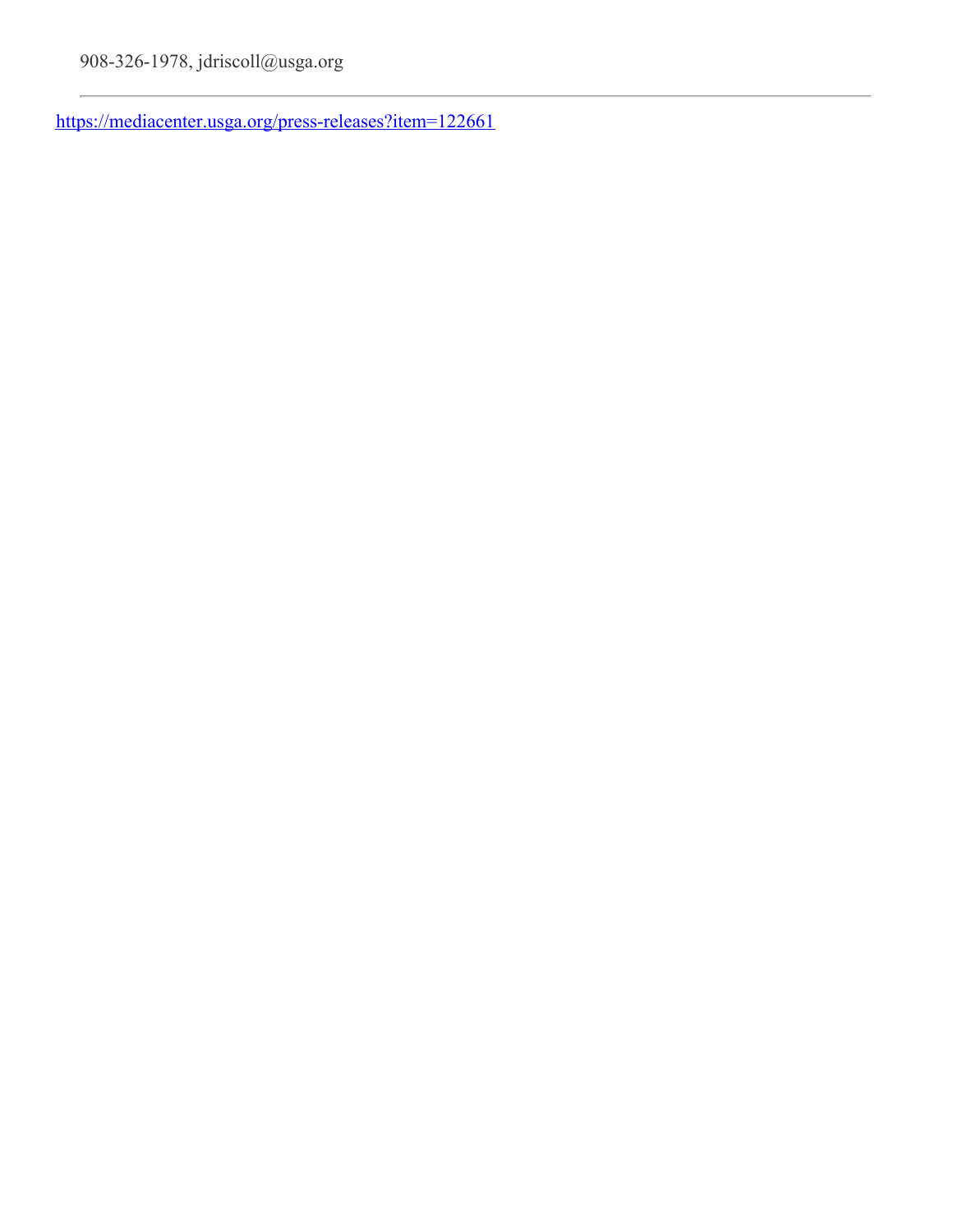908-326-1978, jdriscoll@usga.org

---

https://mediacenter.usga.org/press-releases?item=122661